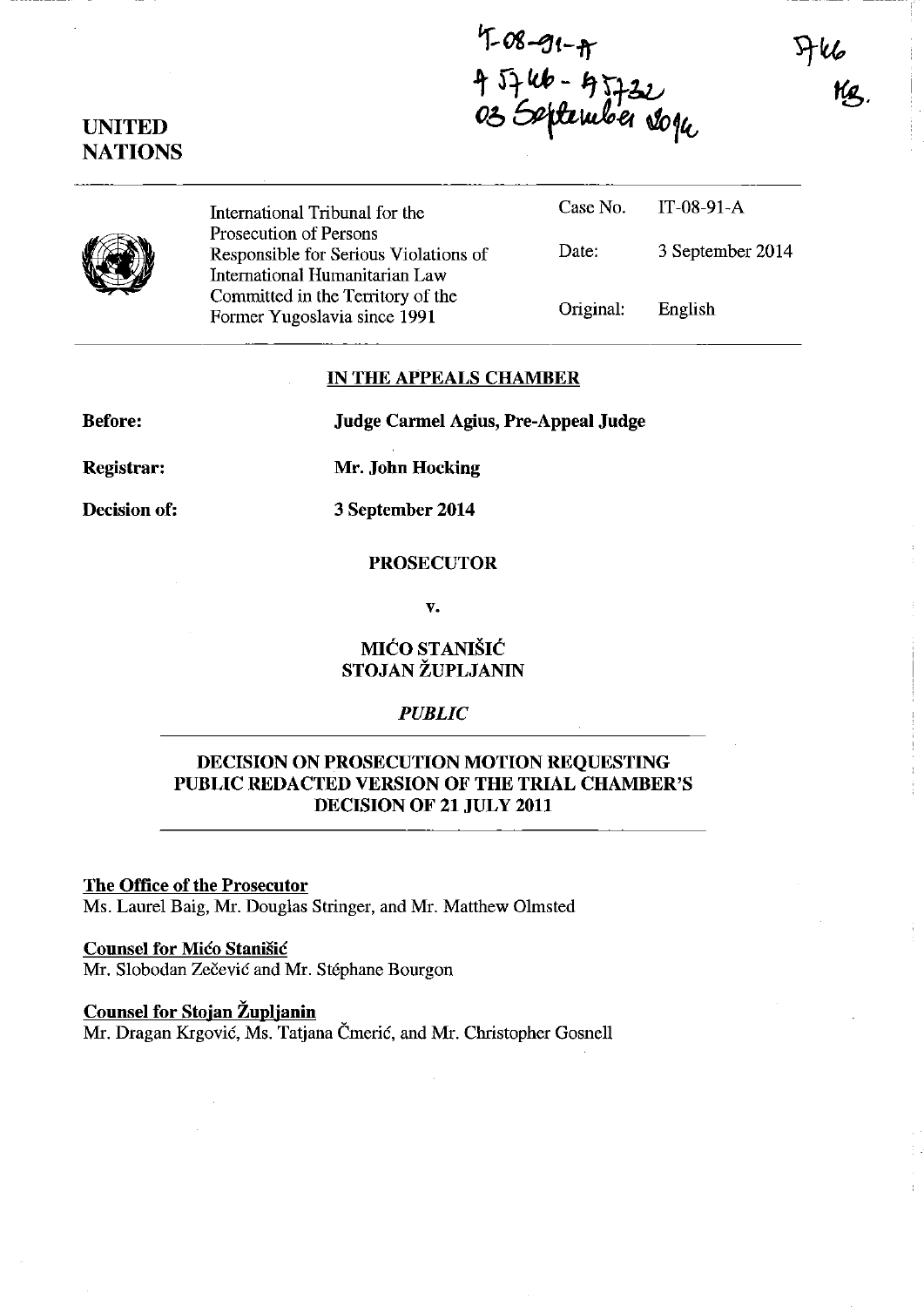IT-08-91-A
A 5746 - A 5732
03 September 2014

5746
KG.

UNITED NATIONS

| International Tribunal for the Prosecution of Persons Responsible for Serious Violations of International Humanitarian Law Committed in the Territory of the Former Yugoslavia since 1991 | Case No. | IT-08-91-A |
| --- | --- | --- |
| | Date: | 3 September 2014 |
| | Original: | English |

## IN THE APPEALS CHAMBER

**Before:** **Judge Carmel Agius, Pre-Appeal Judge**

**Registrar:** **Mr. John Hocking**

**Decision of:** **3 September 2014**

**PROSECUTOR**

**v.**

**MIĆO STANIŠIĆ**
**STOJAN ŽUPLJANIN**

***PUBLIC***

## DECISION ON PROSECUTION MOTION REQUESTING PUBLIC REDACTED VERSION OF THE TRIAL CHAMBER'S DECISION OF 21 JULY 2011

**The Office of the Prosecutor**
Ms. Laurel Baig, Mr. Douglas Stringer, and Mr. Matthew Olmsted

**Counsel for Mićo Stanišić**
Mr. Slobodan Zečević and Mr. Stéphane Bourgon

**Counsel for Stojan Župljanin**
Mr. Dragan Krgović, Ms. Tatjana Čmerić, and Mr. Christopher Gosnell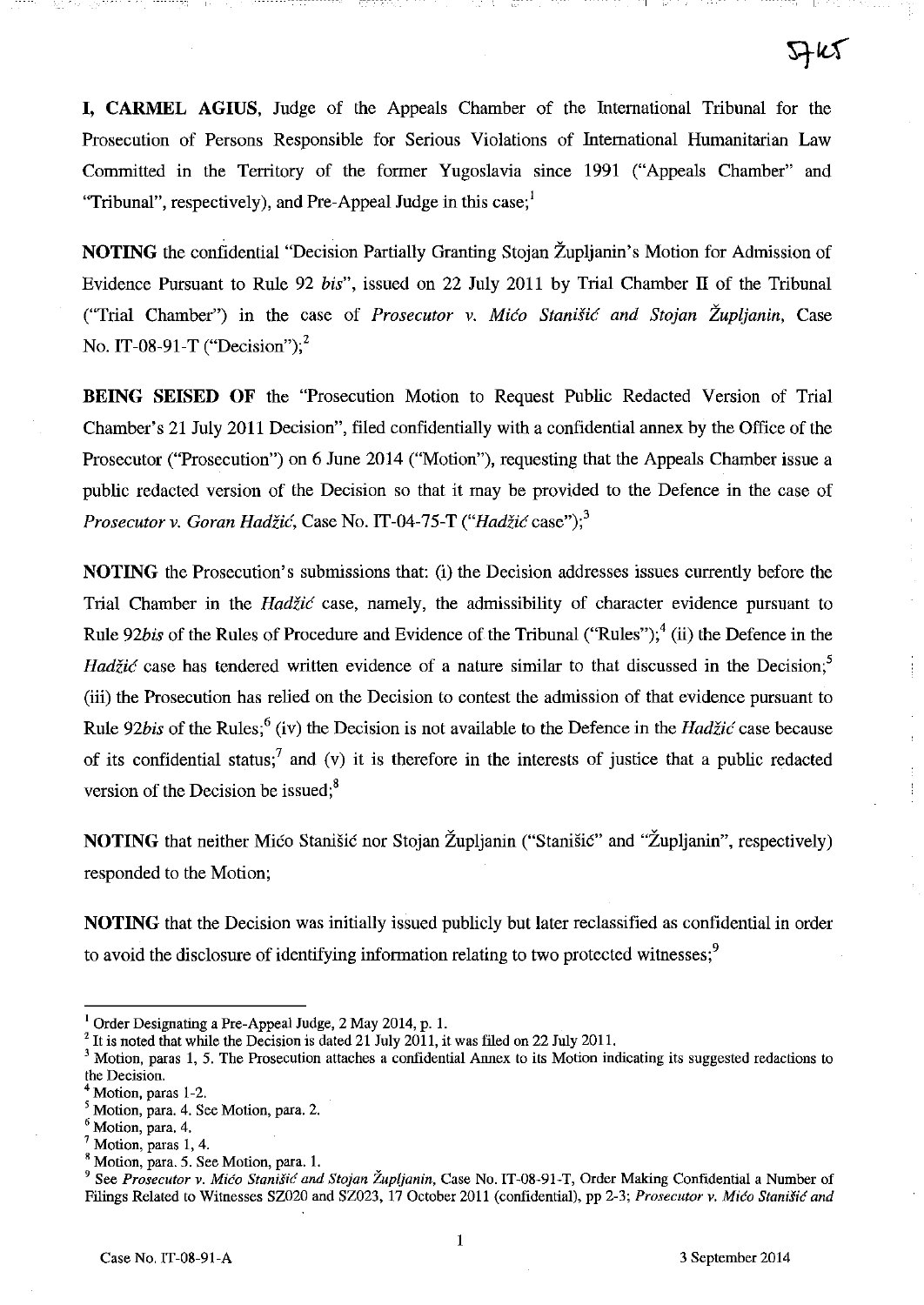**I, CARMEL AGIUS**, Judge of the Appeals Chamber of the International Tribunal for the Prosecution of Persons Responsible for Serious Violations of International Humanitarian Law Committed in the Territory of the former Yugoslavia since 1991 ("Appeals Chamber" and "Tribunal", respectively), and Pre-Appeal Judge in this case;[1]

**NOTING** the confidential "Decision Partially Granting Stojan Župljanin's Motion for Admission of Evidence Pursuant to Rule 92 *bis*", issued on 22 July 2011 by Trial Chamber II of the Tribunal ("Trial Chamber") in the case of *Prosecutor v. Mićo Stanišić and Stojan Župljanin*, Case No. IT-08-91-T ("Decision");[2]

**BEING SEISED OF** the "Prosecution Motion to Request Public Redacted Version of Trial Chamber's 21 July 2011 Decision", filed confidentially with a confidential annex by the Office of the Prosecutor ("Prosecution") on 6 June 2014 ("Motion"), requesting that the Appeals Chamber issue a public redacted version of the Decision so that it may be provided to the Defence in the case of *Prosecutor v. Goran Hadžić*, Case No. IT-04-75-T ("*Hadžić* case");[3]

**NOTING** the Prosecution's submissions that: (i) the Decision addresses issues currently before the Trial Chamber in the *Hadžić* case, namely, the admissibility of character evidence pursuant to Rule 92*bis* of the Rules of Procedure and Evidence of the Tribunal ("Rules");[4] (ii) the Defence in the *Hadžić* case has tendered written evidence of a nature similar to that discussed in the Decision;[5] (iii) the Prosecution has relied on the Decision to contest the admission of that evidence pursuant to Rule 92*bis* of the Rules;[6] (iv) the Decision is not available to the Defence in the *Hadžić* case because of its confidential status;[7] and (v) it is therefore in the interests of justice that a public redacted version of the Decision be issued;[8]

**NOTING** that neither Mićo Stanišić nor Stojan Župljanin ("Stanišić" and "Župljanin", respectively) responded to the Motion;

**NOTING** that the Decision was initially issued publicly but later reclassified as confidential in order to avoid the disclosure of identifying information relating to two protected witnesses;[9]

---

[1] Order Designating a Pre-Appeal Judge, 2 May 2014, p. 1.

[2] It is noted that while the Decision is dated 21 July 2011, it was filed on 22 July 2011.

[3] Motion, paras 1, 5. The Prosecution attaches a confidential Annex to its Motion indicating its suggested redactions to the Decision.

[4] Motion, paras 1-2.

[5] Motion, para. 4. See Motion, para. 2.

[6] Motion, para. 4.

[7] Motion, paras 1, 4.

[8] Motion, para. 5. See Motion, para. 1.

[9] See *Prosecutor v. Mićo Stanišić and Stojan Župljanin*, Case No. IT-08-91-T, Order Making Confidential a Number of Filings Related to Witnesses SZ020 and SZ023, 17 October 2011 (confidential), pp 2-3; *Prosecutor v. Mićo Stanišić and*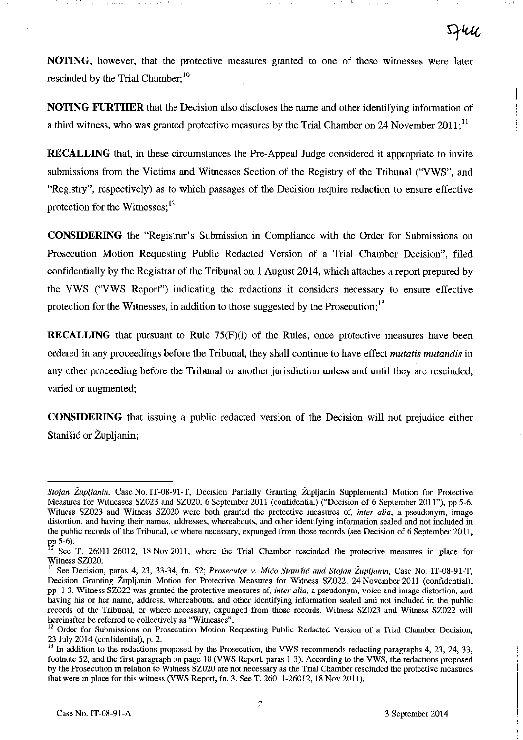**NOTING**, however, that the protective measures granted to one of these witnesses were later rescinded by the Trial Chamber;[10]

**NOTING FURTHER** that the Decision also discloses the name and other identifying information of a third witness, who was granted protective measures by the Trial Chamber on 24 November 2011;[11]

**RECALLING** that, in these circumstances the Pre-Appeal Judge considered it appropriate to invite submissions from the Victims and Witnesses Section of the Registry of the Tribunal ("VWS", and "Registry", respectively) as to which passages of the Decision require redaction to ensure effective protection for the Witnesses;[12]

**CONSIDERING** the "Registrar's Submission in Compliance with the Order for Submissions on Prosecution Motion Requesting Public Redacted Version of a Trial Chamber Decision", filed confidentially by the Registrar of the Tribunal on 1 August 2014, which attaches a report prepared by the VWS ("VWS Report") indicating the redactions it considers necessary to ensure effective protection for the Witnesses, in addition to those suggested by the Prosecution;[13]

**RECALLING** that pursuant to Rule 75(F)(i) of the Rules, once protective measures have been ordered in any proceedings before the Tribunal, they shall continue to have effect *mutatis mutandis* in any other proceeding before the Tribunal or another jurisdiction unless and until they are rescinded, varied or augmented;

**CONSIDERING** that issuing a public redacted version of the Decision will not prejudice either Stanišić or Župljanin;

---

*Stojan Župljanin*, Case No. IT-08-91-T, Decision Partially Granting Župljanin Supplemental Motion for Protective Measures for Witnesses SZ023 and SZ020, 6 September 2011 (confidential) ("Decision of 6 September 2011"), pp 5-6. Witness SZ023 and Witness SZ020 were both granted the protective measures of, *inter alia*, a pseudonym, image distortion, and having their names, addresses, whereabouts, and other identifying information sealed and not included in the public records of the Tribunal, or where necessary, expunged from those records (see Decision of 6 September 2011, pp 5-6).

[10] See T. 26011-26012, 18 Nov 2011, where the Trial Chamber rescinded the protective measures in place for Witness SZ020.

[11] See Decision, paras 4, 23, 33-34, fn. 52; *Prosecutor v. Mićo Stanišić and Stojan Župljanin*, Case No. IT-08-91-T, Decision Granting Župljanin Motion for Protective Measures for Witness SZ022, 24 November 2011 (confidential), pp 1-3. Witness SZ022 was granted the protective measures of, *inter alia*, a pseudonym, voice and image distortion, and having his or her name, address, whereabouts, and other identifying information sealed and not included in the public records of the Tribunal, or where necessary, expunged from those records. Witness SZ023 and Witness SZ022 will hereinafter be referred to collectively as "Witnesses".

[12] Order for Submissions on Prosecution Motion Requesting Public Redacted Version of a Trial Chamber Decision, 23 July 2014 (confidential), p. 2.

[13] In addition to the redactions proposed by the Prosecution, the VWS recommends redacting paragraphs 4, 23, 24, 33, footnote 52, and the first paragraph on page 10 (VWS Report, paras 1-3). According to the VWS, the redactions proposed by the Prosecution in relation to Witness SZ020 are not necessary as the Trial Chamber rescinded the protective measures that were in place for this witness (VWS Report, fn. 3. See T. 26011-26012, 18 Nov 2011).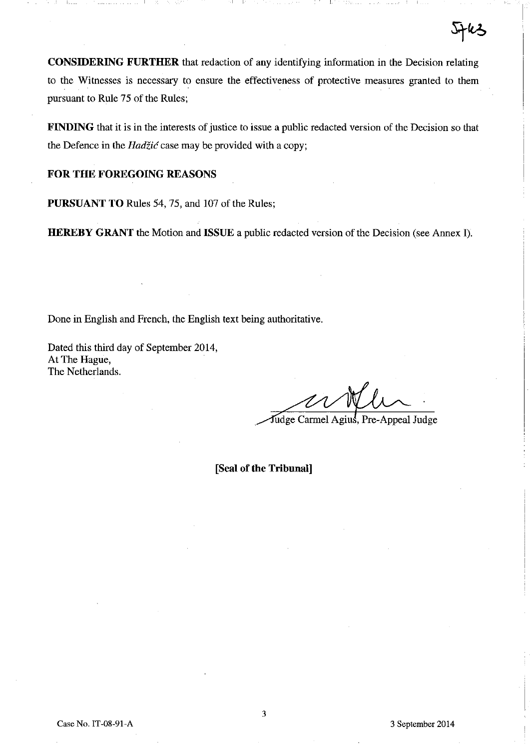**CONSIDERING FURTHER** that redaction of any identifying information in the Decision relating to the Witnesses is necessary to ensure the effectiveness of protective measures granted to them pursuant to Rule 75 of the Rules;

**FINDING** that it is in the interests of justice to issue a public redacted version of the Decision so that the Defence in the *Hadžić* case may be provided with a copy;

**FOR THE FOREGOING REASONS**

**PURSUANT TO** Rules 54, 75, and 107 of the Rules;

**HEREBY GRANT** the Motion and **ISSUE** a public redacted version of the Decision (see Annex I).

Done in English and French, the English text being authoritative.

Dated this third day of September 2014,
At The Hague,
The Netherlands.

Judge Carmel Agius, Pre-Appeal Judge

**[Seal of the Tribunal]**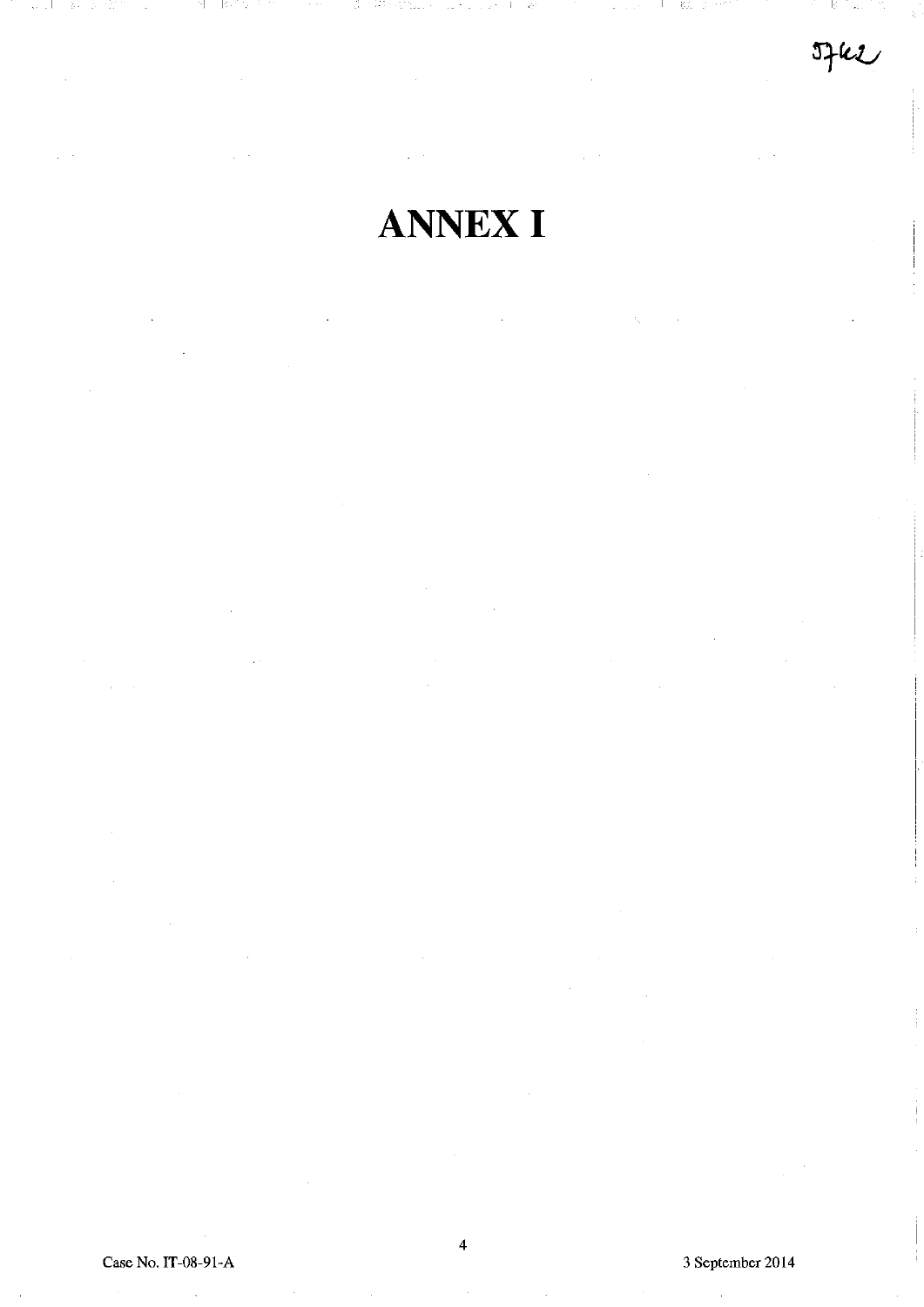# ANNEX I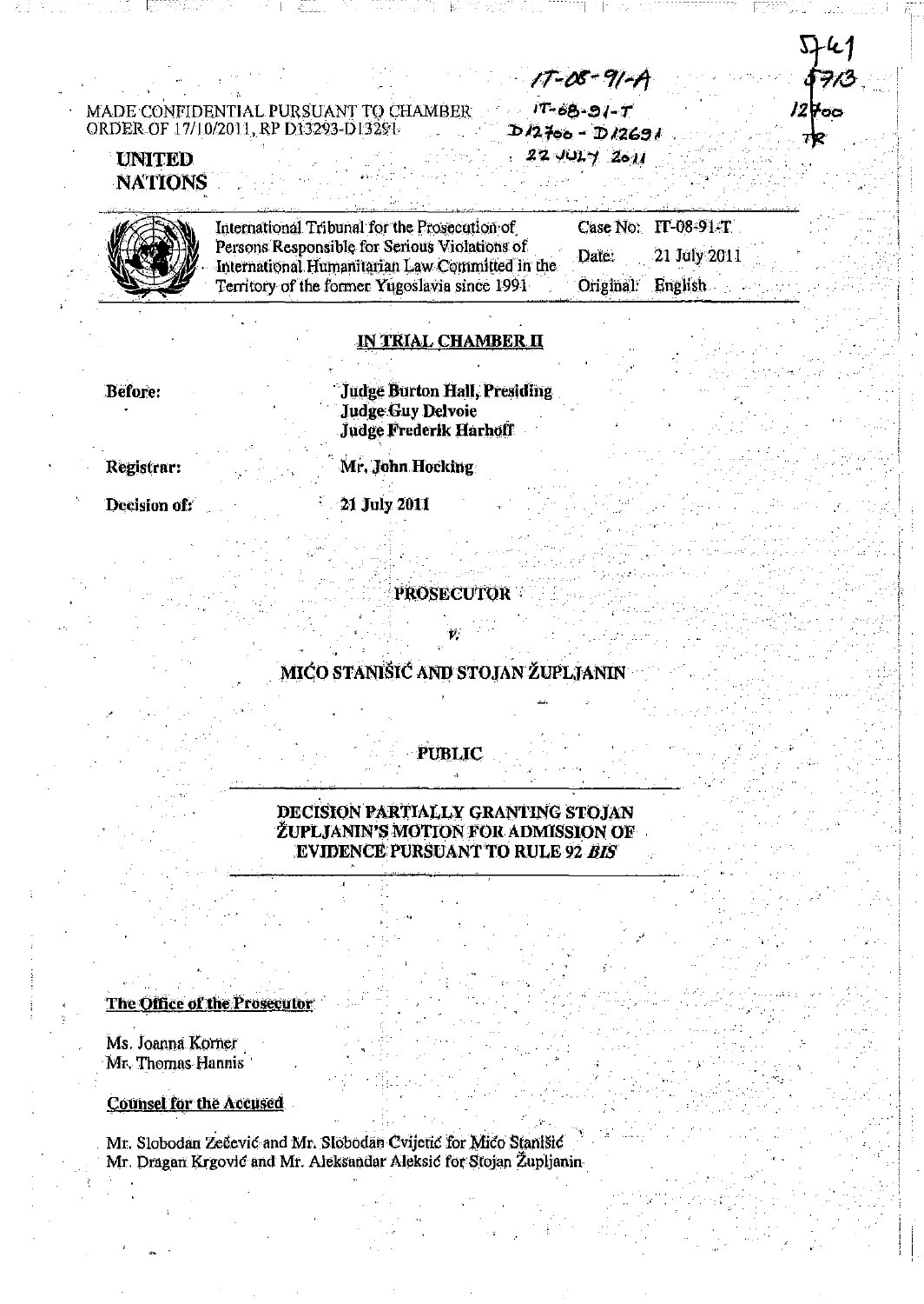MADE CONFIDENTIAL PURSUANT TO CHAMBER ORDER OF 17/10/2011, RP D13293-D13291

IT-08-91-A
IT-08-91-T
D12700 - D12691
22 JULY 2011

5741
5713
12700
TR

**UNITED NATIONS**

International Tribunal for the Prosecution of Persons Responsible for Serious Violations of International Humanitarian Law Committed in the Territory of the former Yugoslavia since 1991

Case No: IT-08-91-T
Date: 21 July 2011
Original: English

**IN TRIAL CHAMBER II**

**Before:** Judge Burton Hall, Presiding
Judge Guy Delvoie
Judge Frederik Harhoff

**Registrar:** Mr. John Hocking

**Decision of:** 21 July 2011

**PROSECUTOR**

*v.*

**MIĆO STANIŠIĆ AND STOJAN ŽUPLJANIN**

**PUBLIC**

**DECISION PARTIALLY GRANTING STOJAN ŽUPLJANIN'S MOTION FOR ADMISSION OF EVIDENCE PURSUANT TO RULE 92 *BIS***

**The Office of the Prosecutor**

Ms. Joanna Korner
Mr. Thomas Hannis

**Counsel for the Accused**

Mr. Slobodan Zečević and Mr. Slobodan Cvijetić for Mićo Stanišić
Mr. Dragan Krgović and Mr. Aleksandar Aleksić for Stojan Župljanin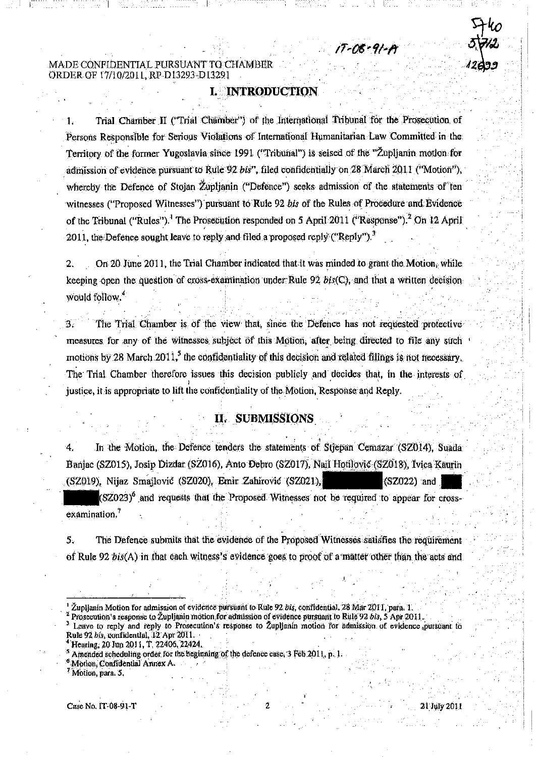MADE CONFIDENTIAL PURSUANT TO CHAMBER ORDER OF 17/10/2011, RP D13293-D13291

# I. INTRODUCTION

1. Trial Chamber II ("Trial Chamber") of the International Tribunal for the Prosecution of Persons Responsible for Serious Violations of International Humanitarian Law Committed in the Territory of the former Yugoslavia since 1991 ("Tribunal") is seised of the "Župljanin motion for admission of evidence pursuant to Rule 92 *bis*", filed confidentially on 28 March 2011 ("Motion"), whereby the Defence of Stojan Župljanin ("Defence") seeks admission of the statements of ten witnesses ("Proposed Witnesses") pursuant to Rule 92 *bis* of the Rules of Procedure and Evidence of the Tribunal ("Rules").[1] The Prosecution responded on 5 April 2011 ("Response").[2] On 12 April 2011, the Defence sought leave to reply and filed a proposed reply ("Reply").[3]

2. On 20 June 2011, the Trial Chamber indicated that it was minded to grant the Motion, while keeping open the question of cross-examination under Rule 92 *bis*(C), and that a written decision would follow.[4]

3. The Trial Chamber is of the view that, since the Defence has not requested protective measures for any of the witnesses subject of this Motion, after being directed to file any such motions by 28 March 2011,[5] the confidentiality of this decision and related filings is not necessary. The Trial Chamber therefore issues this decision publicly and decides that, in the interests of justice, it is appropriate to lift the confidentiality of the Motion, Response and Reply.

# II. SUBMISSIONS

4. In the Motion, the Defence tenders the statements of Stjepan Cemazar (SZ014), Suada Banjac (SZ015), Josip Dizdar (SZ016), Anto Debro (SZ017), Nail Hotilović (SZ018), Ivica Kaurin (SZ019), Nijaz Smajlović (SZ020), Emir Zahirović (SZ021), [REDACTED] (SZ022) and [REDACTED] (SZ023)[6] and requests that the Proposed Witnesses not be required to appear for cross-examination.[7]

5. The Defence submits that the evidence of the Proposed Witnesses satisfies the requirement of Rule 92 *bis*(A) in that each witness's evidence goes to proof of a matter other than the acts and

---

[1] Župljanin Motion for admission of evidence pursuant to Rule 92 *bis*, confidential, 28 Mar 2011, para. 1.

[2] Prosecution's response to Župljanin motion for admission of evidence pursuant to Rule 92 *bis*, 5 Apr 2011.

[3] Leave to reply and reply to Prosecution's response to Župljanin motion for admission of evidence pursuant to Rule 92 *bis*, confidential, 12 Apr 2011.

[4] Hearing, 20 Jun 2011, T. 22406, 22424.

[5] Amended scheduling order for the beginning of the defence case, 3 Feb 2011, p. 1.

[6] Motion, Confidential Annex A.

[7] Motion, para. 5.

Case No. IT-08-91-T 21 July 2011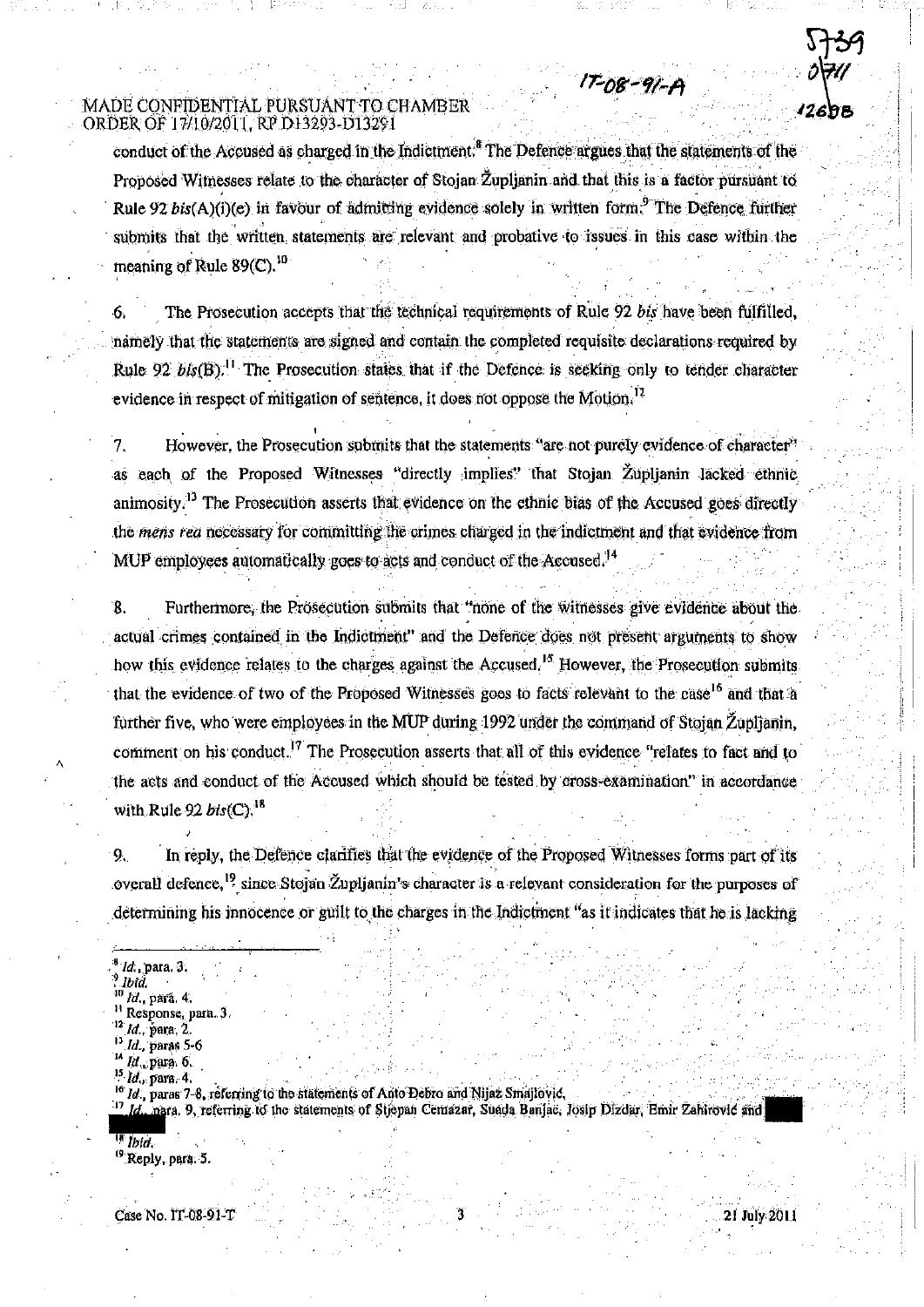MADE CONFIDENTIAL PURSUANT TO CHAMBER ORDER OF 17/10/2011, RP D13293-D13291

conduct of the Accused as charged in the Indictment.[8] The Defence argues that the statements of the Proposed Witnesses relate to the character of Stojan Župljanin and that this is a factor pursuant to Rule 92 *bis*(A)(i)(e) in favour of admitting evidence solely in written form.[9] The Defence further submits that the written statements are relevant and probative to issues in this case within the meaning of Rule 89(C).[10]

6. The Prosecution accepts that the technical requirements of Rule 92 *bis* have been fulfilled, namely that the statements are signed and contain the completed requisite declarations required by Rule 92 *bis*(B).[11] The Prosecution states that if the Defence is seeking only to tender character evidence in respect of mitigation of sentence, it does not oppose the Motion.[12]

7. However, the Prosecution submits that the statements "are not purely evidence of character" as each of the Proposed Witnesses "directly implies" that Stojan Župljanin lacked ethnic animosity.[13] The Prosecution asserts that evidence on the ethnic bias of the Accused goes directly the *mens rea* necessary for committing the crimes charged in the indictment and that evidence from MUP employees automatically goes to acts and conduct of the Accused.[14]

8. Furthermore, the Prosecution submits that "none of the witnesses give evidence about the actual crimes contained in the Indictment" and the Defence does not present arguments to show how this evidence relates to the charges against the Accused.[15] However, the Prosecution submits that the evidence of two of the Proposed Witnesses goes to facts relevant to the case[16] and that a further five, who were employees in the MUP during 1992 under the command of Stojan Župljanin, comment on his conduct.[17] The Prosecution asserts that all of this evidence "relates to fact and to the acts and conduct of the Accused which should be tested by cross-examination" in accordance with Rule 92 *bis*(C).[18]

9. In reply, the Defence clarifies that the evidence of the Proposed Witnesses forms part of its overall defence,[19] since Stojan Župljanin's character is a relevant consideration for the purposes of determining his innocence or guilt to the charges in the Indictment "as it indicates that he is lacking

---

[8] *Id.*, para. 3.
[9] *Ibid.*
[10] *Id.*, para. 4.
[11] Response, para. 3.
[12] *Id.*, para. 2.
[13] *Id.*, paras 5-6
[14] *Id.*, para. 6.
[15] *Id.*, para. 4.
[16] *Id.*, paras 7-8, referring to the statements of Anto Debro and Nijaz Smajlović.
[17] *Id.*, para. 9, referring to the statements of Stjepan Cerrazar, Suada Banjac, Josip Dizdar, Emir Zahirović and
[18] *Ibid.*
[19] Reply, para. 5.

Case No. IT-08-91-T 21 July 2011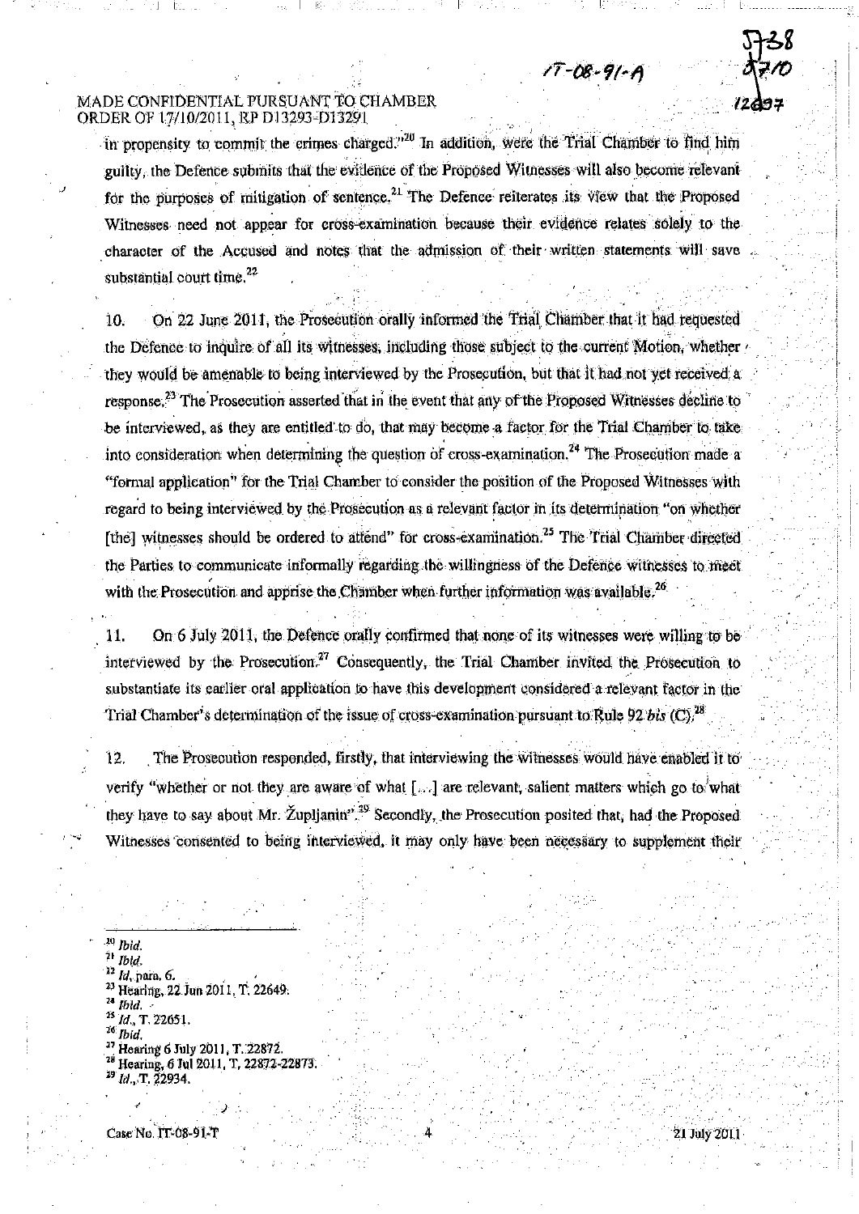MADE CONFIDENTIAL PURSUANT TO CHAMBER ORDER OF 17/10/2011, RP D13293-D13291

in propensity to commit the crimes charged."[20] In addition, were the Trial Chamber to find him guilty, the Defence submits that the evidence of the Proposed Witnesses will also become relevant for the purposes of mitigation of sentence.[21] The Defence reiterates its view that the Proposed Witnesses need not appear for cross-examination because their evidence relates solely to the character of the Accused and notes that the admission of their written statements will save substantial court time.[22]

10. On 22 June 2011, the Prosecution orally informed the Trial Chamber that it had requested the Defence to inquire of all its witnesses, including those subject to the current Motion, whether they would be amenable to being interviewed by the Prosecution, but that it had not yet received a response.[23] The Prosecution asserted that in the event that any of the Proposed Witnesses decline to be interviewed, as they are entitled to do, that may become a factor for the Trial Chamber to take into consideration when determining the question of cross-examination.[24] The Prosecution made a "formal application" for the Trial Chamber to consider the position of the Proposed Witnesses with regard to being interviewed by the Prosecution as a relevant factor in its determination "on whether [the] witnesses should be ordered to attend" for cross-examination.[25] The Trial Chamber directed the Parties to communicate informally regarding the willingness of the Defence witnesses to meet with the Prosecution and apprise the Chamber when further information was available.[26]

11. On 6 July 2011, the Defence orally confirmed that none of its witnesses were willing to be interviewed by the Prosecution.[27] Consequently, the Trial Chamber invited the Prosecution to substantiate its earlier oral application to have this development considered a relevant factor in the Trial Chamber's determination of the issue of cross-examination pursuant to Rule 92 *bis* (C).[28]

12. The Prosecution responded, firstly, that interviewing the witnesses would have enabled it to verify "whether or not they are aware of what [...] are relevant, salient matters which go to what they have to say about Mr. Župljanin".[29] Secondly, the Prosecution posited that, had the Proposed Witnesses consented to being interviewed, it may only have been necessary to supplement their

---

[20] *Ibid.*
[21] *Ibid.*
[22] *Id*, para. 6.
[23] Hearing, 22 Jun 2011, T. 22649.
[24] *Ibid.*
[25] *Id.*, T. 22651.
[26] *Ibid.*
[27] Hearing 6 July 2011, T. 22872.
[28] Hearing, 6 Jul 2011, T. 22872-22873.
[29] *Id.*, T. 22934.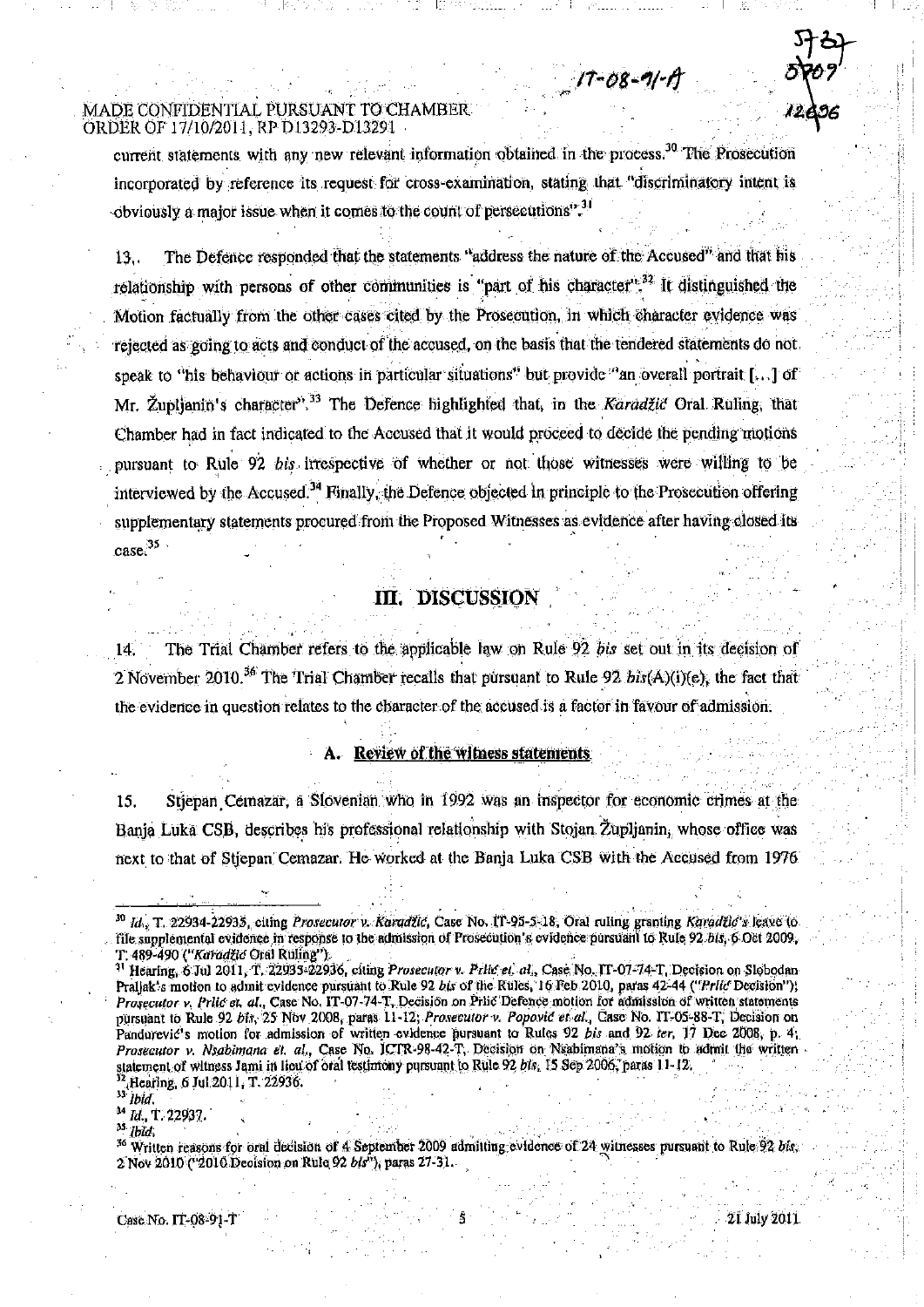current statements with any new relevant information obtained in the process.[30] The Prosecution incorporated by reference its request for cross-examination, stating that "discriminatory intent is obviously a major issue when it comes to the count of persecutions".[31]

13. The Defence responded that the statements "address the nature of the Accused" and that his relationship with persons of other communities is "part of his character".[32] It distinguished the Motion factually from the other cases cited by the Prosecution, in which character evidence was rejected as going to acts and conduct of the accused, on the basis that the tendered statements do not speak to "his behaviour or actions in particular situations" but provide "an overall portrait [...] of Mr. Župljanin's character".[33] The Defence highlighted that, in the *Karadžić* Oral Ruling, that Chamber had in fact indicated to the Accused that it would proceed to decide the pending motions pursuant to Rule 92 *bis* irrespective of whether or not those witnesses were willing to be interviewed by the Accused.[34] Finally, the Defence objected in principle to the Prosecution offering supplementary statements procured from the Proposed Witnesses as evidence after having closed its case.[35]

## III. DISCUSSION

14. The Trial Chamber refers to the applicable law on Rule 92 *bis* set out in its decision of 2 November 2010.[36] The Trial Chamber recalls that pursuant to Rule 92 *bis*(A)(i)(e), the fact that the evidence in question relates to the character of the accused is a factor in favour of admission.

### A. Review of the witness statements

15. Stjepan Cemazar, a Slovenian who in 1992 was an inspector for economic crimes at the Banja Luka CSB, describes his professional relationship with Stojan Župljanin, whose office was next to that of Stjepan Cemazar. He worked at the Banja Luka CSB with the Accused from 1976

---

[30] *Id.*, T. 22934-22935, citing *Prosecutor v. Karadžić*, Case No. IT-95-5-18, Oral ruling granting *Karadžić's* leave to file supplemental evidence in response to the admission of Prosecution's evidence pursuant to Rule 92 *bis*, 6 Oct 2009, T. 489-490 ("*Karadžić* Oral Ruling").

[31] Hearing, 6 Jul 2011, T. 22935-22936, citing *Prosecutor v. Prlić et. al.*, Case No. IT-07-74-T, Decision on Slobodan Praljak's motion to admit evidence pursuant to Rule 92 *bis* of the Rules, 16 Feb 2010, paras 42-44 ("*Prlić* Decision"); *Prosecutor v. Prlić et. al.*, Case No. IT-07-74-T, Decision on Prlić Defence motion for admission of written statements pursuant to Rule 92 *bis*, 25 Nov 2008, paras 11-12; *Prosecutor v. Popović et. al.*, Case No. IT-05-88-T, Decision on Pandurević's motion for admission of written evidence pursuant to Rules 92 *bis* and 92 *ter*, 17 Dec 2008, p. 4; *Prosecutor v. Nsabimana et. al.*, Case No. ICTR-98-42-T, Decision on Nsabimana's motion to admit the written statement of witness Jami in lieu of oral testimony pursuant to Rule 92 *bis*, 15 Sep 2006, paras 11-12.

[32] Hearing, 6 Jul 2011, T. 22936.

[33] *Ibid.*

[34] *Id.*, T. 22937.

[35] *Ibid.*

[36] Written reasons for oral decision of 4 September 2009 admitting evidence of 24 witnesses pursuant to Rule 92 *bis*, 2 Nov 2010 ("2010 Decision on Rule 92 *bis*"), paras 27-31.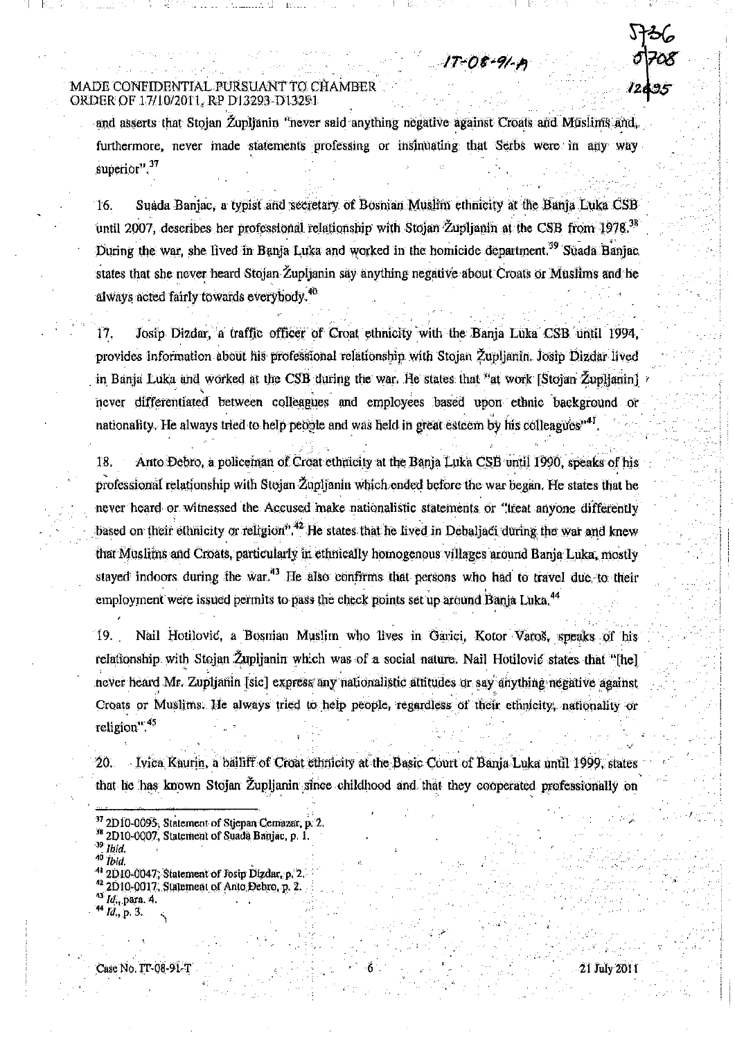MADE CONFIDENTIAL PURSUANT TO CHAMBER ORDER OF 17/10/2011, RP D13293-D13291

and asserts that Stojan Župljanin "never said anything negative against Croats and Muslims and, furthermore, never made statements professing or insinuating that Serbs were in any way superior".[37]

16. Suada Banjac, a typist and secretary of Bosnian Muslim ethnicity at the Banja Luka CSB until 2007, describes her professional relationship with Stojan Župljanin at the CSB from 1978.[38] During the war, she lived in Banja Luka and worked in the homicide department.[39] Suada Banjac states that she never heard Stojan Župljanin say anything negative about Croats or Muslims and he always acted fairly towards everybody.[40]

17. Josip Dizdar, a traffic officer of Croat ethnicity with the Banja Luka CSB until 1994, provides information about his professional relationship with Stojan Župljanin. Josip Dizdar lived in Banja Luka and worked at the CSB during the war. He states that "at work [Stojan Župljanin] never differentiated between colleagues and employees based upon ethnic background or nationality. He always tried to help people and was held in great esteem by his colleagues"[41].

18. Anto Đebro, a policeman of Croat ethnicity at the Banja Luka CSB until 1990, speaks of his professional relationship with Stojan Župljanin which ended before the war began. He states that he never heard or witnessed the Accused make nationalistic statements or "treat anyone differently based on their ethnicity or religion".[42] He states that he lived in Debeljaci during the war and knew that Muslims and Croats, particularly in ethnically homogenous villages around Banja Luka, mostly stayed indoors during the war.[43] He also confirms that persons who had to travel due to their employment were issued permits to pass the check points set up around Banja Luka.[44]

19. Nail Hotilović, a Bosnian Muslim who lives in Garići, Kotor Varoš, speaks of his relationship with Stojan Župljanin which was of a social nature. Nail Hotilović states that "[he] never heard Mr. Zupljanin [sic] express any nationalistic attitudes or say anything negative against Croats or Muslims. He always tried to help people, regardless of their ethnicity, nationality or religion".[45]

20. Ivica Kaurin, a bailiff of Croat ethnicity at the Basic Court of Banja Luka until 1999, states that he has known Stojan Župljanin since childhood and that they cooperated professionally on

[37] 2D10-0095, Statement of Stjepan Cemazar, p. 2.
[38] 2D10-0007, Statement of Suada Banjac, p. 1.
[39] *Ibid.*
[40] *Ibid.*
[41] 2D10-0047, Statement of Josip Dizdar, p. 2.
[42] 2D10-0017, Statement of Anto Đebro, p. 2.
[43] *Id.*, para. 4.
[44] *Id.*, p. 3.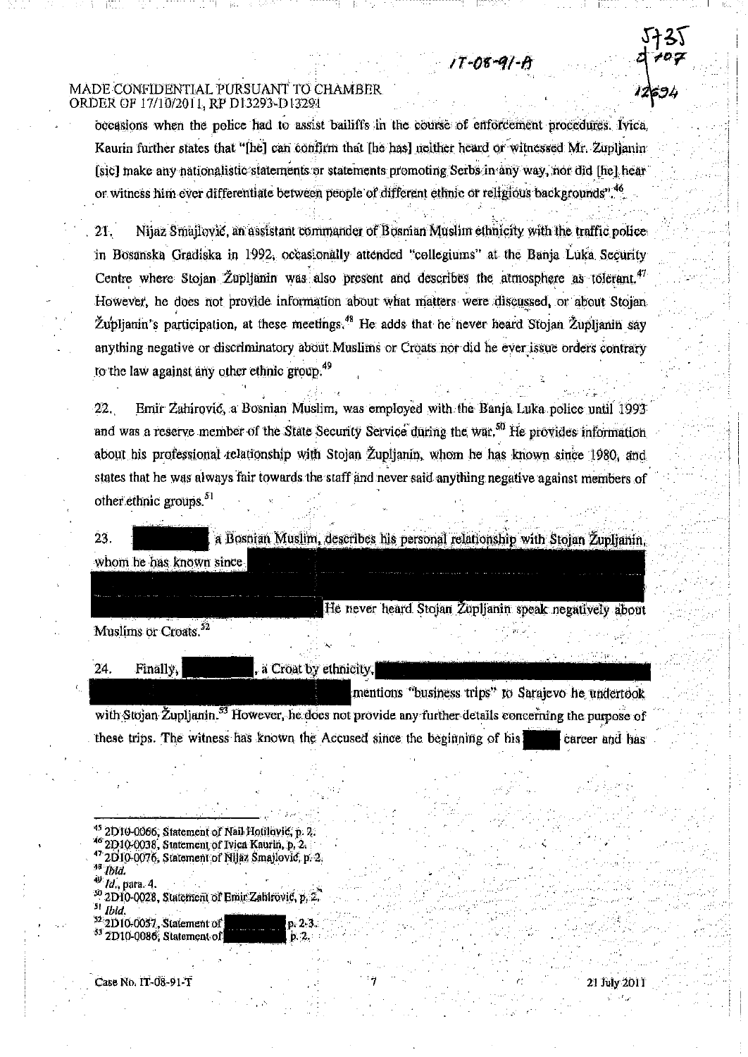MADE CONFIDENTIAL PURSUANT TO CHAMBER ORDER OF 17/10/2011, RP D13293-D13291

occasions when the police had to assist bailiffs in the course of enforcement procedures. Ivica Kaurin further states that "[he] can confirm that [he has] neither heard or witnessed Mr. Zupljanin [sic] make any nationalistic statements or statements promoting Serbs in any way, nor did [he] hear or witness him ever differentiate between people of different ethnic or religious backgrounds".[46]

21. Nijaz Smajlović, an assistant commander of Bosnian Muslim ethnicity with the traffic police in Bosanska Gradiška in 1992, occasionally attended "collegiums" at the Banja Luka Security Centre where Stojan Župljanin was also present and describes the atmosphere as tolerant.[47] However, he does not provide information about what matters were discussed, or about Stojan Župljanin's participation, at these meetings.[48] He adds that he never heard Stojan Župljanin say anything negative or discriminatory about Muslims or Croats nor did he ever issue orders contrary to the law against any other ethnic group.[49]

22. Emir Zahirović, a Bosnian Muslim, was employed with the Banja Luka police until 1993 and was a reserve member of the State Security Service during the war.[50] He provides information about his professional relationship with Stojan Župljanin, whom he has known since 1980, and states that he was always fair towards the staff and never said anything negative against members of other ethnic groups.[51]

23. [REDACTED], a Bosnian Muslim, describes his personal relationship with Stojan Župljanin, whom he has known since [REDACTED] He never heard Stojan Župljanin speak negatively about Muslims or Croats.[52]

24. Finally, [REDACTED], a Croat by ethnicity, [REDACTED] mentions "business trips" to Sarajevo he undertook with Stojan Župljanin.[53] However, he does not provide any further details concerning the purpose of these trips. The witness has known the Accused since the beginning of his [REDACTED] career and has

---

[45] 2D10-0066, Statement of Nail Hotilović, p. 2.
[46] 2D10-0038, Statement of Ivica Kaurin, p. 2.
[47] 2D10-0076, Statement of Nijaz Smajlović, p. 2.
[48] *Ibid.*
[49] *Id.*, para. 4.
[50] 2D10-0028, Statement of Emir Zahirović, p. 2.
[51] *Ibid.*
[52] 2D10-0057, Statement of [REDACTED] p. 2-3.
[53] 2D10-0086, Statement of [REDACTED] p. 2.

Case No. IT-08-91-T 21 July 2011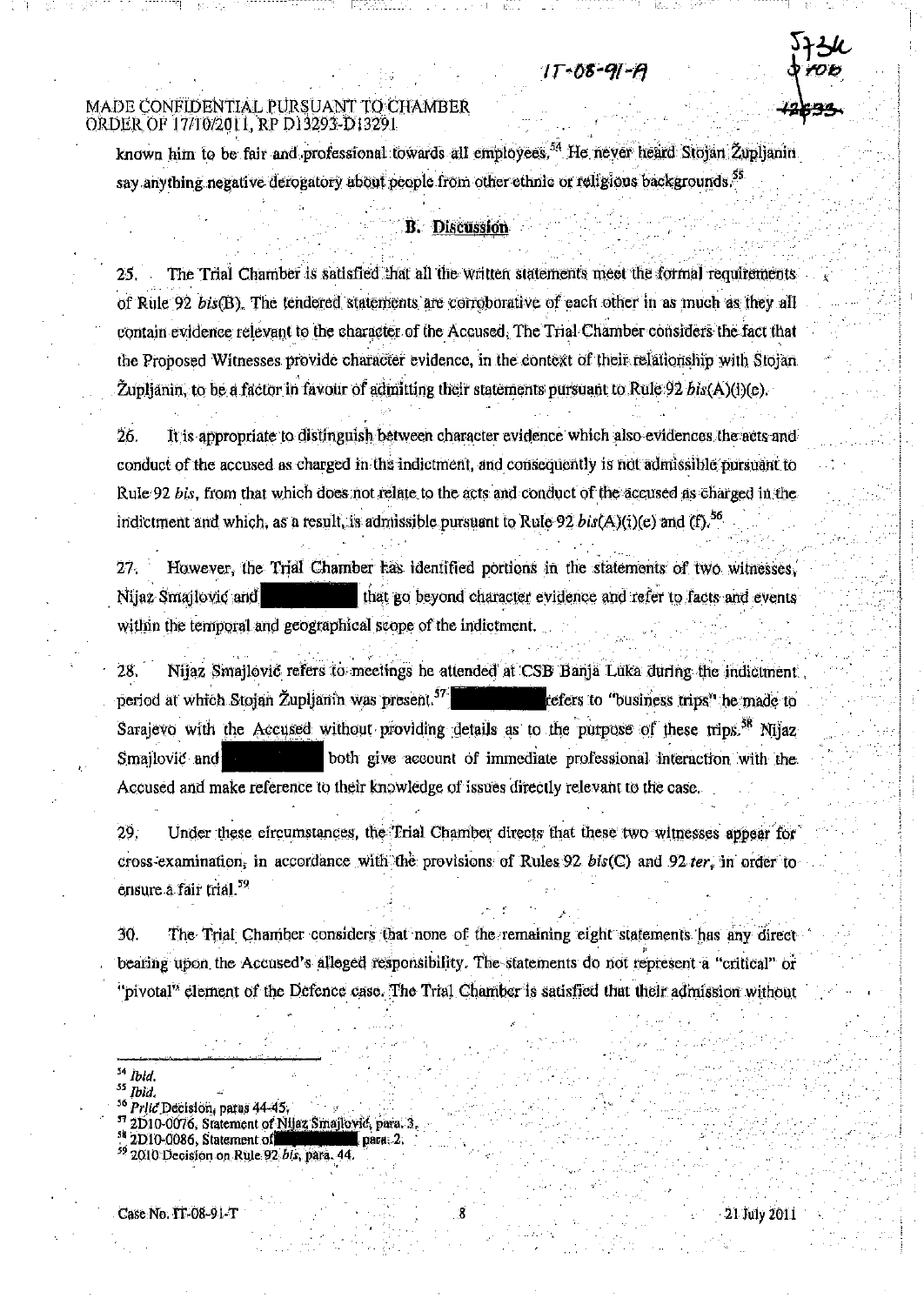known him to be fair and professional towards all employees.[54] He never heard Stojan Župljanin say anything negative derogatory about people from other ethnic or religious backgrounds.[55]

## B. Discussion

25. The Trial Chamber is satisfied that all the written statements meet the formal requirements of Rule 92 *bis*(B). The tendered statements are corroborative of each other in as much as they all contain evidence relevant to the character of the Accused. The Trial Chamber considers the fact that the Proposed Witnesses provide character evidence, in the context of their relationship with Stojan Župljanin, to be a factor in favour of admitting their statements pursuant to Rule 92 *bis*(A)(i)(e).

26. It is appropriate to distinguish between character evidence which also evidences the acts and conduct of the accused as charged in the indictment, and consequently is not admissible pursuant to Rule 92 *bis*, from that which does not relate to the acts and conduct of the accused as charged in the indictment and which, as a result, is admissible pursuant to Rule 92 *bis*(A)(i)(e) and (f).[56]

27. However, the Trial Chamber has identified portions in the statements of two witnesses, Nijaz Smajlović and [REDACTED] that go beyond character evidence and refer to facts and events within the temporal and geographical scope of the indictment.

28. Nijaz Smajlović refers to meetings he attended at CSB Banja Luka during the indictment period at which Stojan Župljanin was present.[57] [REDACTED] refers to "business trips" he made to Sarajevo with the Accused without providing details as to the purpose of these trips.[58] Nijaz Smajlović and [REDACTED] both give account of immediate professional interaction with the Accused and make reference to their knowledge of issues directly relevant to the case.

29. Under these circumstances, the Trial Chamber directs that these two witnesses appear for cross-examination, in accordance with the provisions of Rules 92 *bis*(C) and 92 *ter*, in order to ensure a fair trial.[59]

30. The Trial Chamber considers that none of the remaining eight statements has any direct bearing upon the Accused's alleged responsibility. The statements do not represent a "critical" or "pivotal" element of the Defence case. The Trial Chamber is satisfied that their admission without

---

[54] *Ibid.*

[55] *Ibid.*

[56] *Prlić* Decision, paras 44-45.

[57] 2D10-0076, Statement of Nijaz Smajlović, para. 3.

[58] 2D10-0086, Statement of [REDACTED], para. 2.

[59] 2010 Decision on Rule 92 *bis*, para. 44.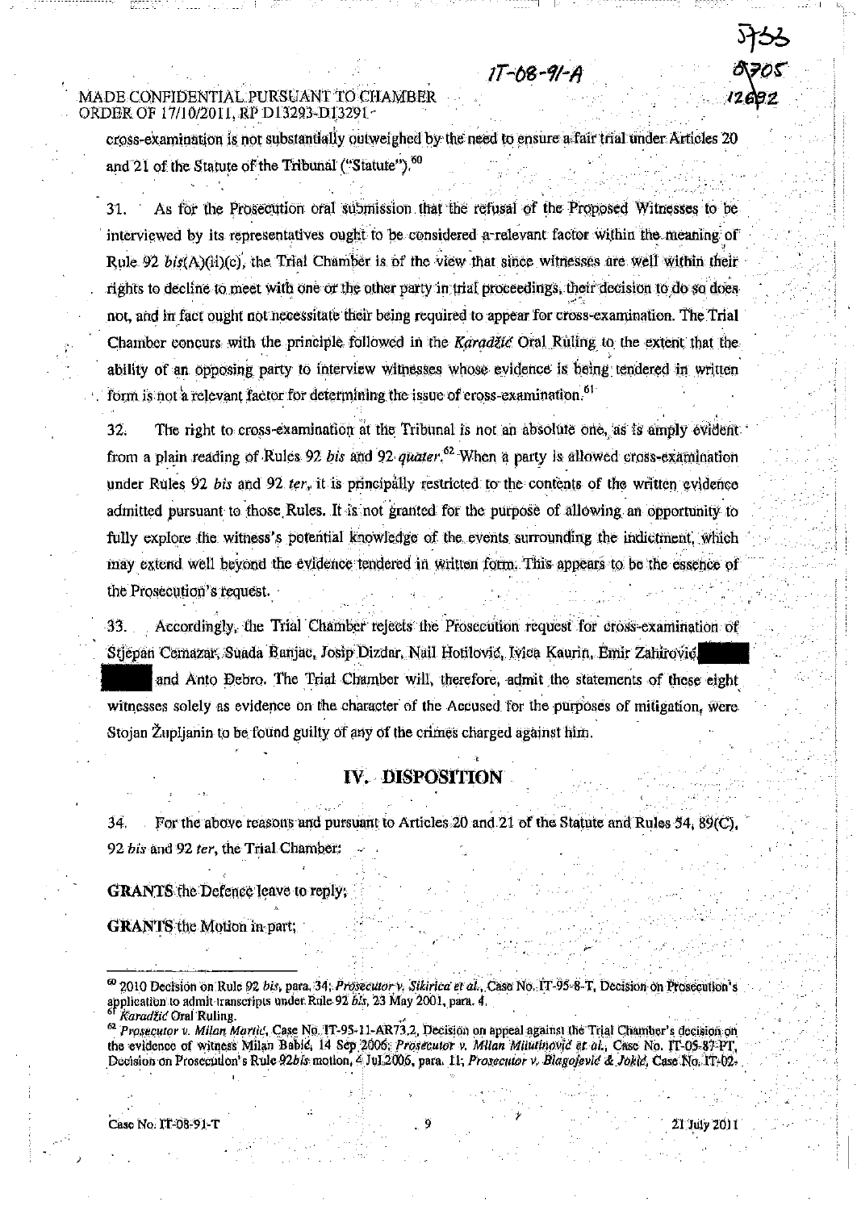MADE CONFIDENTIAL PURSUANT TO CHAMBER ORDER OF 17/10/2011, RP D13293-D13291

cross-examination is not substantially outweighed by the need to ensure a fair trial under Articles 20 and 21 of the Statute of the Tribunal ("Statute").[60]

31. As for the Prosecution oral submission that the refusal of the Proposed Witnesses to be interviewed by its representatives ought to be considered a relevant factor within the meaning of Rule 92 *bis*(A)(ii)(c), the Trial Chamber is of the view that since witnesses are well within their rights to decline to meet with one or the other party in trial proceedings, their decision to do so does not, and in fact ought not necessitate their being required to appear for cross-examination. The Trial Chamber concurs with the principle followed in the *Karadžić* Oral Ruling to the extent that the ability of an opposing party to interview witnesses whose evidence is being tendered in written form is not a relevant factor for determining the issue of cross-examination.[61]

32. The right to cross-examination at the Tribunal is not an absolute one, as is amply evident from a plain reading of Rules 92 *bis* and 92 *quater*.[62] When a party is allowed cross-examination under Rules 92 *bis* and 92 *ter*, it is principally restricted to the contents of the written evidence admitted pursuant to those Rules. It is not granted for the purpose of allowing an opportunity to fully explore the witness's potential knowledge of the events surrounding the indictment, which may extend well beyond the evidence tendered in written form. This appears to be the essence of the Prosecution's request.

33. Accordingly, the Trial Chamber rejects the Prosecution request for cross-examination of Stjepan Cemazar, Suada Banjac, Josip Dizdar, Nail Hotilović, Ivica Kaurin, Emir Zahirović, ██████ ██████ and Anto Đebro. The Trial Chamber will, therefore, admit the statements of these eight witnesses solely as evidence on the character of the Accused for the purposes of mitigation, were Stojan Župljanin to be found guilty of any of the crimes charged against him.

## IV. DISPOSITION

34. For the above reasons and pursuant to Articles 20 and 21 of the Statute and Rules 54, 89(C), 92 *bis* and 92 *ter*, the Trial Chamber:

**GRANTS** the Defence leave to reply;

**GRANTS** the Motion in part;

---

[60] 2010 Decision on Rule 92 *bis*, para. 34; *Prosecutor v. Sikirica et al.*, Case No. IT-95-8-T, Decision on Prosecution's application to admit transcripts under Rule 92 *bis*, 23 May 2001, para. 4.

[61] *Karadžić* Oral Ruling.

[62] *Prosecutor v. Milan Martić*, Case No. IT-95-11-AR73.2, Decision on appeal against the Trial Chamber's decision on the evidence of witness Milan Babić, 14 Sep 2006; *Prosecutor v. Milan Milutinović et al.*, Case No. IT-05-87-PT, Decision on Prosecution's Rule 92*bis* motion, 4 Jul 2006, para. 11; *Prosecutor v. Blagojević & Jokić*, Case No. IT-02-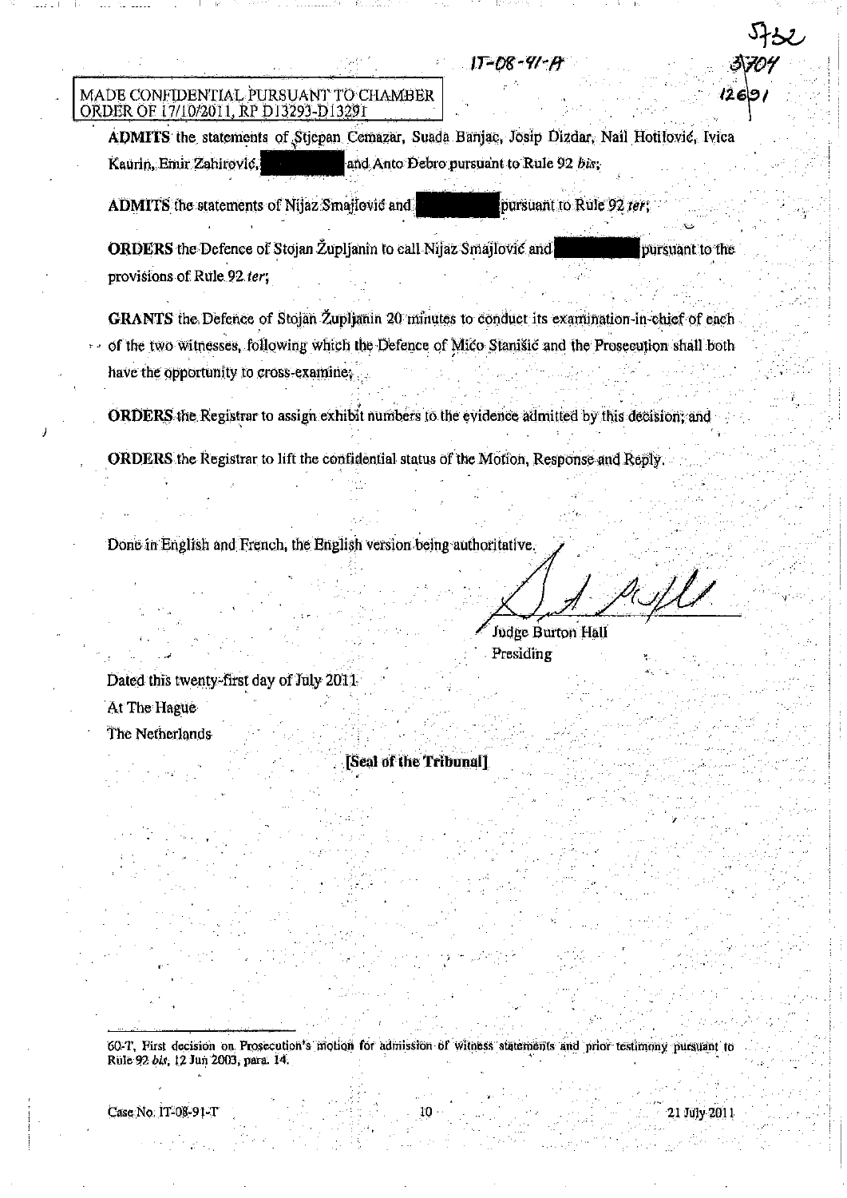MADE CONFIDENTIAL PURSUANT TO CHAMBER ORDER OF 17/10/2011, RP D13293-D13291

**ADMITS** the statements of Stjepan Cemazar, Suada Banjac, Josip Dizdar, Nail Hotilović, Ivica Kaurin, Emir Zahirović, [REDACTED] and Anto Debro pursuant to Rule 92 *bis*;

**ADMITS** the statements of Nijaz Smajlović and [REDACTED] pursuant to Rule 92 *ter*;

**ORDERS** the Defence of Stojan Župljanin to call Nijaz Smajlović and [REDACTED] pursuant to the provisions of Rule 92 *ter*;

**GRANTS** the Defence of Stojan Župljanin 20 minutes to conduct its examination-in-chief of each of the two witnesses, following which the Defence of Mićo Stanišić and the Prosecution shall both have the opportunity to cross-examine;

**ORDERS** the Registrar to assign exhibit numbers to the evidence admitted by this decision; and

**ORDERS** the Registrar to lift the confidential status of the Motion, Response and Reply.

Done in English and French, the English version being authoritative.

Judge Burton Hall
Presiding

Dated this twenty-first day of July 2011
At The Hague
The Netherlands

**[Seal of the Tribunal]**

60-T, First decision on Prosecution's motion for admission of witness statements and prior testimony pursuant to Rule 92 *bis*, 12 Jun 2003, para. 14.